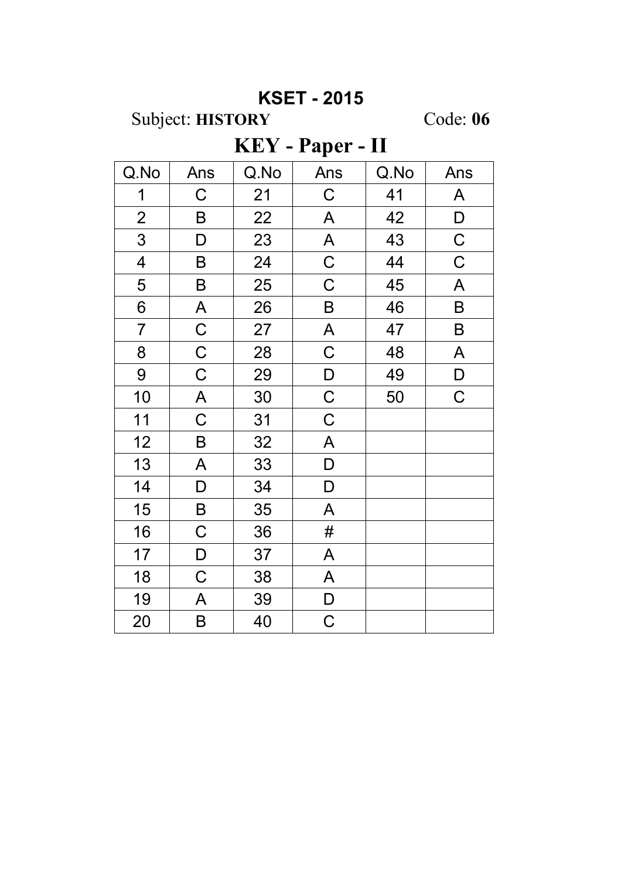# KSET - 2015

Subject: **HISTORY** Code: **06**

## KEY - Paper - II

| Q.No | Ans | Q.No | Ans | Q.No | Ans |
|---|---|---|---|---|---|
| 1 | C | 21 | C | 41 | A |
| 2 | B | 22 | A | 42 | D |
| 3 | D | 23 | A | 43 | C |
| 4 | B | 24 | C | 44 | C |
| 5 | B | 25 | C | 45 | A |
| 6 | A | 26 | B | 46 | B |
| 7 | C | 27 | A | 47 | B |
| 8 | C | 28 | C | 48 | A |
| 9 | C | 29 | D | 49 | D |
| 10 | A | 30 | C | 50 | C |
| 11 | C | 31 | C | | |
| 12 | B | 32 | A | | |
| 13 | A | 33 | D | | |
| 14 | D | 34 | D | | |
| 15 | B | 35 | A | | |
| 16 | C | 36 | # | | |
| 17 | D | 37 | A | | |
| 18 | C | 38 | A | | |
| 19 | A | 39 | D | | |
| 20 | B | 40 | C | | |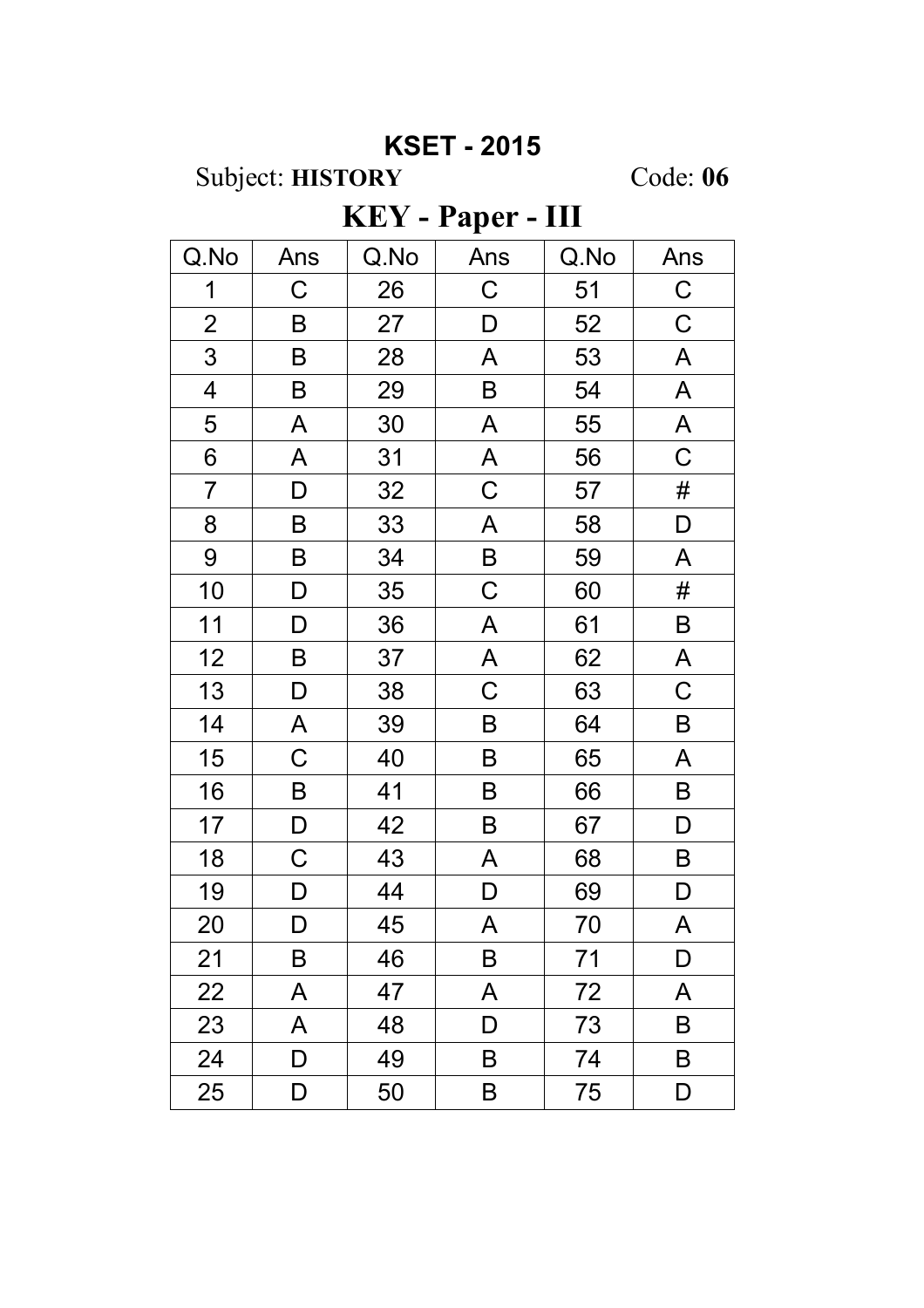# KSET - 2015

Subject: **HISTORY** Code: **06**

## KEY - Paper - III

| Q.No | Ans | Q.No | Ans | Q.No | Ans |
|---|---|---|---|---|---|
| 1 | C | 26 | C | 51 | C |
| 2 | B | 27 | D | 52 | C |
| 3 | B | 28 | A | 53 | A |
| 4 | B | 29 | B | 54 | A |
| 5 | A | 30 | A | 55 | A |
| 6 | A | 31 | A | 56 | C |
| 7 | D | 32 | C | 57 | # |
| 8 | B | 33 | A | 58 | D |
| 9 | B | 34 | B | 59 | A |
| 10 | D | 35 | C | 60 | # |
| 11 | D | 36 | A | 61 | B |
| 12 | B | 37 | A | 62 | A |
| 13 | D | 38 | C | 63 | C |
| 14 | A | 39 | B | 64 | B |
| 15 | C | 40 | B | 65 | A |
| 16 | B | 41 | B | 66 | B |
| 17 | D | 42 | B | 67 | D |
| 18 | C | 43 | A | 68 | B |
| 19 | D | 44 | D | 69 | D |
| 20 | D | 45 | A | 70 | A |
| 21 | B | 46 | B | 71 | D |
| 22 | A | 47 | A | 72 | A |
| 23 | A | 48 | D | 73 | B |
| 24 | D | 49 | B | 74 | B |
| 25 | D | 50 | B | 75 | D |